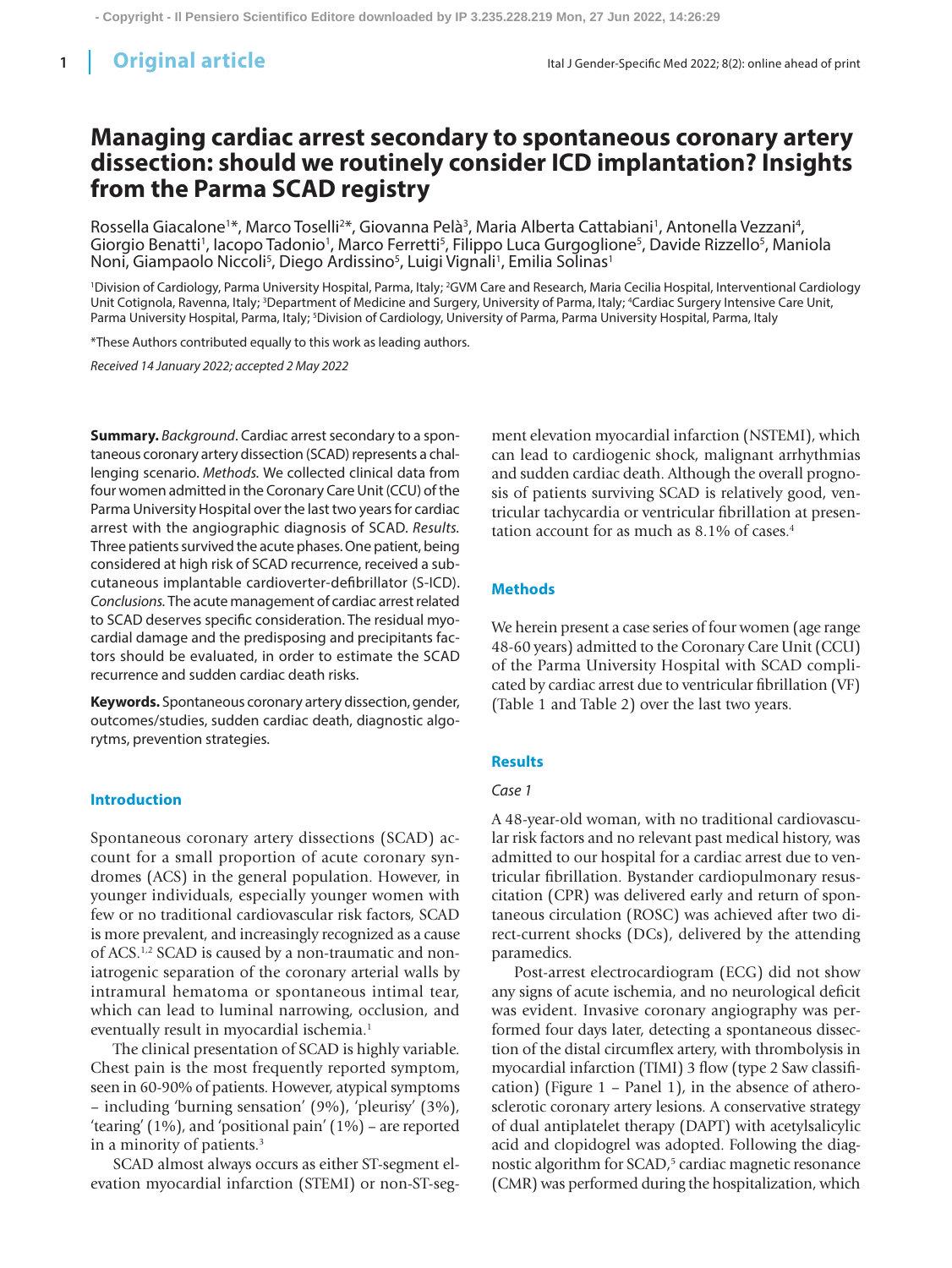Original article

# Managing cardiac arrest secondary to spontaneous coronary artery dissection: should we routinely consider ICD implantation? Insights from the Parma SCAD registry

Rossella Giacalone[1]*, Marco Toselli[2]*, Giovanna Pelà[3], Maria Alberta Cattabiani[1], Antonella Vezzani[4], Giorgio Benatti[1], Iacopo Tadonio[1], Marco Ferretti[5], Filippo Luca Gurgoglione[5], Davide Rizzello[5], Maniola Noni, Giampaolo Niccoli[5], Diego Ardissino[5], Luigi Vignali[1], Emilia Solinas[1]

[1]Division of Cardiology, Parma University Hospital, Parma, Italy; [2]GVM Care and Research, Maria Cecilia Hospital, Interventional Cardiology Unit Cotignola, Ravenna, Italy; [3]Department of Medicine and Surgery, University of Parma, Italy; [4]Cardiac Surgery Intensive Care Unit, Parma University Hospital, Parma, Italy; [5]Division of Cardiology, University of Parma, Parma University Hospital, Parma, Italy

*These Authors contributed equally to this work as leading authors.

*Received 14 January 2022; accepted 2 May 2022*

**Summary.** *Background*. Cardiac arrest secondary to a spontaneous coronary artery dissection (SCAD) represents a challenging scenario. *Methods.* We collected clinical data from four women admitted in the Coronary Care Unit (CCU) of the Parma University Hospital over the last two years for cardiac arrest with the angiographic diagnosis of SCAD. *Results.* Three patients survived the acute phases. One patient, being considered at high risk of SCAD recurrence, received a subcutaneous implantable cardioverter-defibrillator (S-ICD). *Conclusions.* The acute management of cardiac arrest related to SCAD deserves specific consideration. The residual myocardial damage and the predisposing and precipitants factors should be evaluated, in order to estimate the SCAD recurrence and sudden cardiac death risks.

**Keywords.** Spontaneous coronary artery dissection, gender, outcomes/studies, sudden cardiac death, diagnostic algorytms, prevention strategies.

## Introduction

Spontaneous coronary artery dissections (SCAD) account for a small proportion of acute coronary syndromes (ACS) in the general population. However, in younger individuals, especially younger women with few or no traditional cardiovascular risk factors, SCAD is more prevalent, and increasingly recognized as a cause of ACS.[1,2] SCAD is caused by a non-traumatic and non-iatrogenic separation of the coronary arterial walls by intramural hematoma or spontaneous intimal tear, which can lead to luminal narrowing, occlusion, and eventually result in myocardial ischemia.[1]

The clinical presentation of SCAD is highly variable. Chest pain is the most frequently reported symptom, seen in 60-90% of patients. However, atypical symptoms – including 'burning sensation' (9%), 'pleurisy' (3%), 'tearing' (1%), and 'positional pain' (1%) – are reported in a minority of patients.[3]

SCAD almost always occurs as either ST-segment elevation myocardial infarction (STEMI) or non-ST-segment elevation myocardial infarction (NSTEMI), which can lead to cardiogenic shock, malignant arrhythmias and sudden cardiac death. Although the overall prognosis of patients surviving SCAD is relatively good, ventricular tachycardia or ventricular fibrillation at presentation account for as much as 8.1% of cases.[4]

## Methods

We herein present a case series of four women (age range 48-60 years) admitted to the Coronary Care Unit (CCU) of the Parma University Hospital with SCAD complicated by cardiac arrest due to ventricular fibrillation (VF) (Table 1 and Table 2) over the last two years.

## Results

*Case 1*

A 48-year-old woman, with no traditional cardiovascular risk factors and no relevant past medical history, was admitted to our hospital for a cardiac arrest due to ventricular fibrillation. Bystander cardiopulmonary resuscitation (CPR) was delivered early and return of spontaneous circulation (ROSC) was achieved after two direct-current shocks (DCs), delivered by the attending paramedics.

Post-arrest electrocardiogram (ECG) did not show any signs of acute ischemia, and no neurological deficit was evident. Invasive coronary angiography was performed four days later, detecting a spontaneous dissection of the distal circumflex artery, with thrombolysis in myocardial infarction (TIMI) 3 flow (type 2 Saw classification) (Figure 1 – Panel 1), in the absence of atherosclerotic coronary artery lesions. A conservative strategy of dual antiplatelet therapy (DAPT) with acetylsalicylic acid and clopidogrel was adopted. Following the diagnostic algorithm for SCAD,[5] cardiac magnetic resonance (CMR) was performed during the hospitalization, which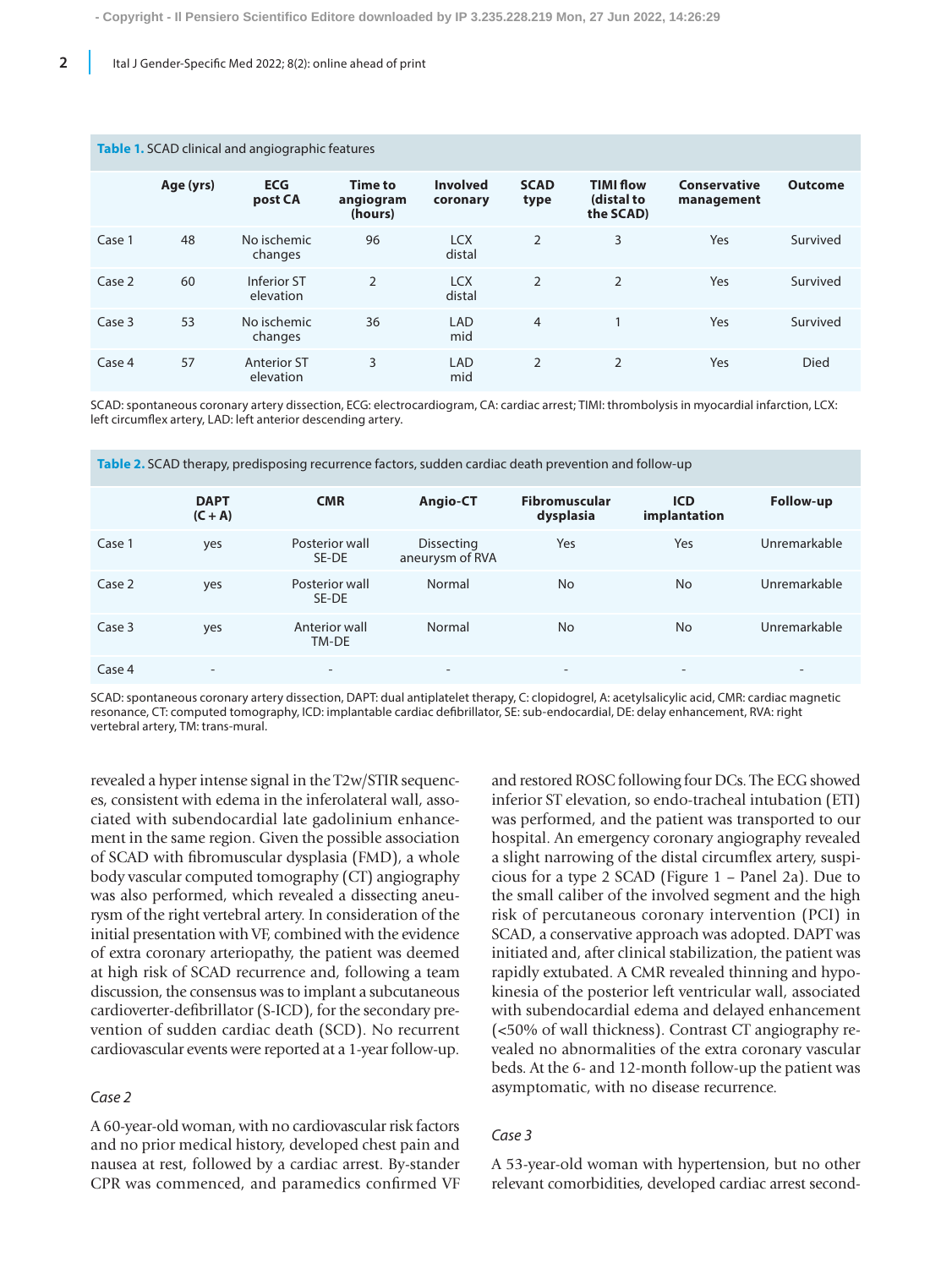**Table 1.** SCAD clinical and angiographic features

| | Age (yrs) | ECG post CA | Time to angiogram (hours) | Involved coronary | SCAD type | TIMI flow (distal to the SCAD) | Conservative management | Outcome |
|---|---|---|---|---|---|---|---|---|
| Case 1 | 48 | No ischemic changes | 96 | LCX distal | 2 | 3 | Yes | Survived |
| Case 2 | 60 | Inferior ST elevation | 2 | LCX distal | 2 | 2 | Yes | Survived |
| Case 3 | 53 | No ischemic changes | 36 | LAD mid | 4 | 1 | Yes | Survived |
| Case 4 | 57 | Anterior ST elevation | 3 | LAD mid | 2 | 2 | Yes | Died |

SCAD: spontaneous coronary artery dissection, ECG: electrocardiogram, CA: cardiac arrest; TIMI: thrombolysis in myocardial infarction, LCX: left circumflex artery, LAD: left anterior descending artery.

**Table 2.** SCAD therapy, predisposing recurrence factors, sudden cardiac death prevention and follow-up

| | DAPT (C + A) | CMR | Angio-CT | Fibromuscular dysplasia | ICD implantation | Follow-up |
|---|---|---|---|---|---|---|
| Case 1 | yes | Posterior wall SE-DE | Dissecting aneurysm of RVA | Yes | Yes | Unremarkable |
| Case 2 | yes | Posterior wall SE-DE | Normal | No | No | Unremarkable |
| Case 3 | yes | Anterior wall TM-DE | Normal | No | No | Unremarkable |
| Case 4 | - | - | - | - | - | - |

SCAD: spontaneous coronary artery dissection, DAPT: dual antiplatelet therapy, C: clopidogrel, A: acetylsalicylic acid, CMR: cardiac magnetic resonance, CT: computed tomography, ICD: implantable cardiac defibrillator, SE: sub-endocardial, DE: delay enhancement, RVA: right vertebral artery, TM: trans-mural.

revealed a hyper intense signal in the T2w/STIR sequences, consistent with edema in the inferolateral wall, associated with subendocardial late gadolinium enhancement in the same region. Given the possible association of SCAD with fibromuscular dysplasia (FMD), a whole body vascular computed tomography (CT) angiography was also performed, which revealed a dissecting aneurysm of the right vertebral artery. In consideration of the initial presentation with VF, combined with the evidence of extra coronary arteriopathy, the patient was deemed at high risk of SCAD recurrence and, following a team discussion, the consensus was to implant a subcutaneous cardioverter-defibrillator (S-ICD), for the secondary prevention of sudden cardiac death (SCD). No recurrent cardiovascular events were reported at a 1-year follow-up.

*Case 2*

A 60-year-old woman, with no cardiovascular risk factors and no prior medical history, developed chest pain and nausea at rest, followed by a cardiac arrest. By-stander CPR was commenced, and paramedics confirmed VF and restored ROSC following four DCs. The ECG showed inferior ST elevation, so endo-tracheal intubation (ETI) was performed, and the patient was transported to our hospital. An emergency coronary angiography revealed a slight narrowing of the distal circumflex artery, suspicious for a type 2 SCAD (Figure 1 – Panel 2a). Due to the small caliber of the involved segment and the high risk of percutaneous coronary intervention (PCI) in SCAD, a conservative approach was adopted. DAPT was initiated and, after clinical stabilization, the patient was rapidly extubated. A CMR revealed thinning and hypokinesia of the posterior left ventricular wall, associated with subendocardial edema and delayed enhancement (<50% of wall thickness). Contrast CT angiography revealed no abnormalities of the extra coronary vascular beds. At the 6- and 12-month follow-up the patient was asymptomatic, with no disease recurrence.

*Case 3*

A 53-year-old woman with hypertension, but no other relevant comorbidities, developed cardiac arrest second-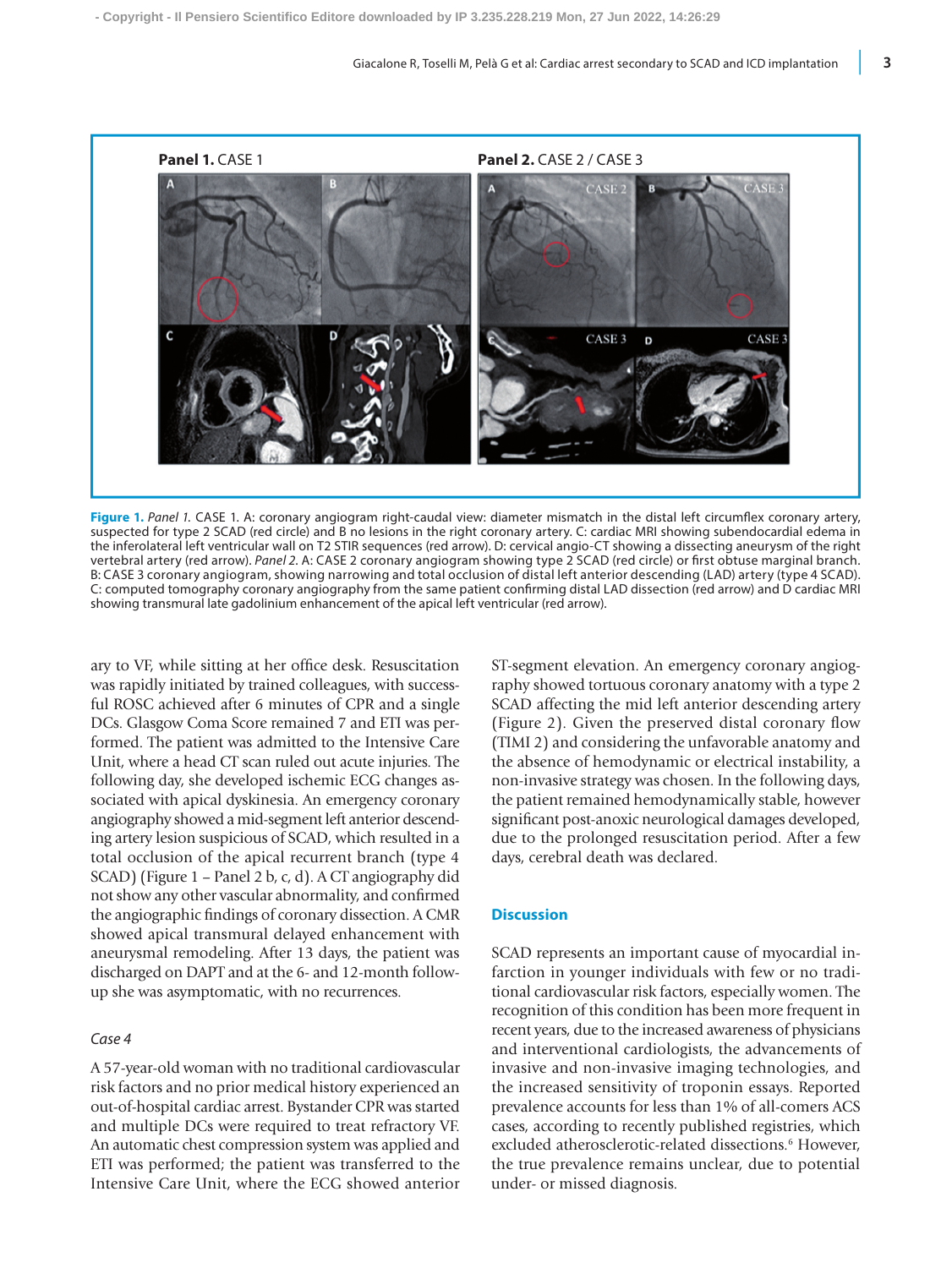**Figure 1.** *Panel 1.* CASE 1. A: coronary angiogram right-caudal view: diameter mismatch in the distal left circumflex coronary artery, suspected for type 2 SCAD (red circle) and B no lesions in the right coronary artery. C: cardiac MRI showing subendocardial edema in the inferolateral left ventricular wall on T2 STIR sequences (red arrow). D: cervical angio-CT showing a dissecting aneurysm of the right vertebral artery (red arrow). *Panel 2.* A: CASE 2 coronary angiogram showing type 2 SCAD (red circle) or first obtuse marginal branch. B: CASE 3 coronary angiogram, showing narrowing and total occlusion of distal left anterior descending (LAD) artery (type 4 SCAD). C: computed tomography coronary angiography from the same patient confirming distal LAD dissection (red arrow) and D cardiac MRI showing transmural late gadolinium enhancement of the apical left ventricular (red arrow).

ary to VF, while sitting at her office desk. Resuscitation was rapidly initiated by trained colleagues, with successful ROSC achieved after 6 minutes of CPR and a single DCs. Glasgow Coma Score remained 7 and ETI was performed. The patient was admitted to the Intensive Care Unit, where a head CT scan ruled out acute injuries. The following day, she developed ischemic ECG changes associated with apical dyskinesia. An emergency coronary angiography showed a mid-segment left anterior descending artery lesion suspicious of SCAD, which resulted in a total occlusion of the apical recurrent branch (type 4 SCAD) (Figure 1 – Panel 2 b, c, d). A CT angiography did not show any other vascular abnormality, and confirmed the angiographic findings of coronary dissection. A CMR showed apical transmural delayed enhancement with aneurysmal remodeling. After 13 days, the patient was discharged on DAPT and at the 6- and 12-month follow-up she was asymptomatic, with no recurrences.

### *Case 4*

A 57-year-old woman with no traditional cardiovascular risk factors and no prior medical history experienced an out-of-hospital cardiac arrest. Bystander CPR was started and multiple DCs were required to treat refractory VF. An automatic chest compression system was applied and ETI was performed; the patient was transferred to the Intensive Care Unit, where the ECG showed anterior ST-segment elevation. An emergency coronary angiography showed tortuous coronary anatomy with a type 2 SCAD affecting the mid left anterior descending artery (Figure 2). Given the preserved distal coronary flow (TIMI 2) and considering the unfavorable anatomy and the absence of hemodynamic or electrical instability, a non-invasive strategy was chosen. In the following days, the patient remained hemodynamically stable, however significant post-anoxic neurological damages developed, due to the prolonged resuscitation period. After a few days, cerebral death was declared.

## Discussion

SCAD represents an important cause of myocardial infarction in younger individuals with few or no traditional cardiovascular risk factors, especially women. The recognition of this condition has been more frequent in recent years, due to the increased awareness of physicians and interventional cardiologists, the advancements of invasive and non-invasive imaging technologies, and the increased sensitivity of troponin essays. Reported prevalence accounts for less than 1% of all-comers ACS cases, according to recently published registries, which excluded atherosclerotic-related dissections.[6] However, the true prevalence remains unclear, due to potential under- or missed diagnosis.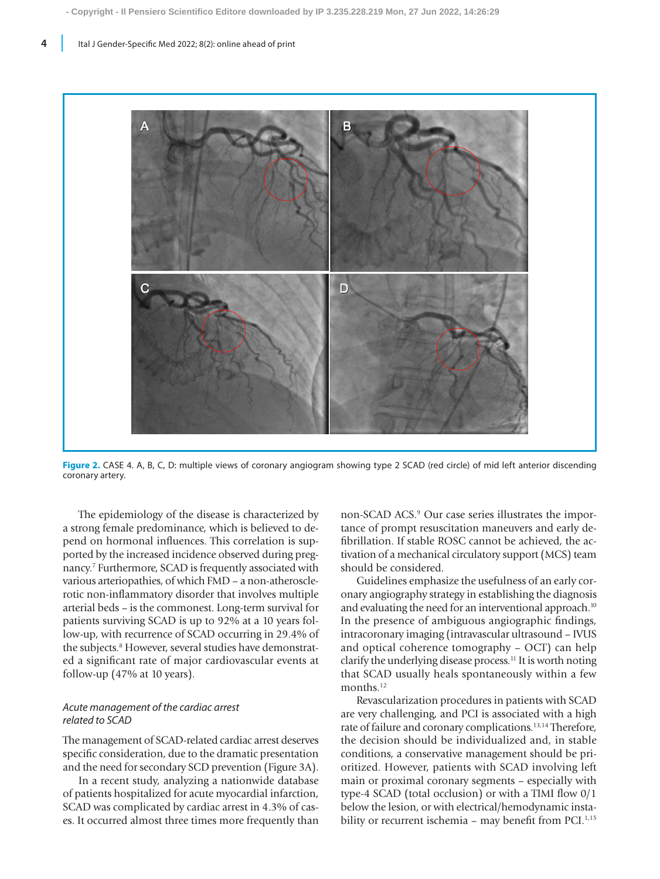Figure 2. CASE 4. A, B, C, D: multiple views of coronary angiogram showing type 2 SCAD (red circle) of mid left anterior discending coronary artery.

The epidemiology of the disease is characterized by a strong female predominance, which is believed to depend on hormonal influences. This correlation is supported by the increased incidence observed during pregnancy.[7] Furthermore, SCAD is frequently associated with various arteriopathies, of which FMD – a non-atherosclerotic non-inflammatory disorder that involves multiple arterial beds – is the commonest. Long-term survival for patients surviving SCAD is up to 92% at a 10 years follow-up, with recurrence of SCAD occurring in 29.4% of the subjects.[8] However, several studies have demonstrated a significant rate of major cardiovascular events at follow-up (47% at 10 years).

### *Acute management of the cardiac arrest related to SCAD*

The management of SCAD-related cardiac arrest deserves specific consideration, due to the dramatic presentation and the need for secondary SCD prevention (Figure 3A).

In a recent study, analyzing a nationwide database of patients hospitalized for acute myocardial infarction, SCAD was complicated by cardiac arrest in 4.3% of cases. It occurred almost three times more frequently than non-SCAD ACS.[9] Our case series illustrates the importance of prompt resuscitation maneuvers and early defibrillation. If stable ROSC cannot be achieved, the activation of a mechanical circulatory support (MCS) team should be considered.

Guidelines emphasize the usefulness of an early coronary angiography strategy in establishing the diagnosis and evaluating the need for an interventional approach.[10] In the presence of ambiguous angiographic findings, intracoronary imaging (intravascular ultrasound – IVUS and optical coherence tomography – OCT) can help clarify the underlying disease process.[11] It is worth noting that SCAD usually heals spontaneously within a few months.[12]

Revascularization procedures in patients with SCAD are very challenging, and PCI is associated with a high rate of failure and coronary complications.[13,14] Therefore, the decision should be individualized and, in stable conditions, a conservative management should be prioritized. However, patients with SCAD involving left main or proximal coronary segments – especially with type-4 SCAD (total occlusion) or with a TIMI flow 0/1 below the lesion, or with electrical/hemodynamic instability or recurrent ischemia – may benefit from PCI.[1,15]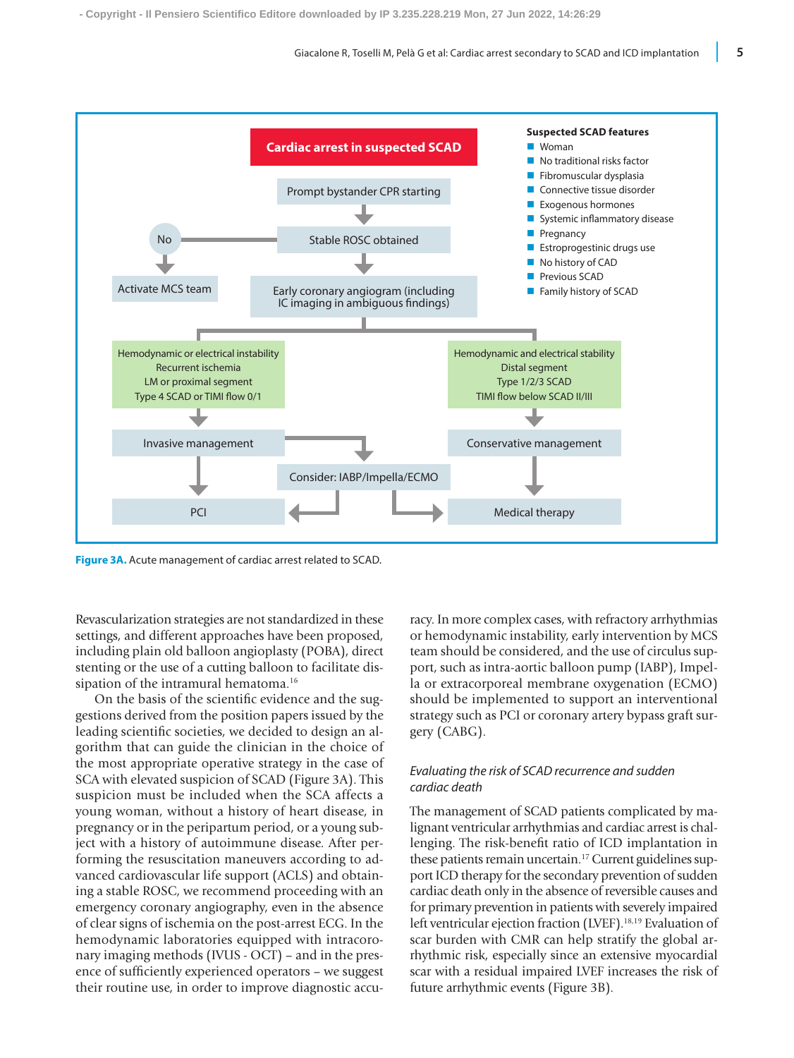Cardiac arrest in suspected SCAD

Prompt bystander CPR starting

Stable ROSC obtained

No

Activate MCS team

Early coronary angiogram (including IC imaging in ambiguous findings)

Hemodynamic or electrical instability
Recurrent ischemia
LM or proximal segment
Type 4 SCAD or TIMI flow 0/1

Hemodynamic and electrical stability
Distal segment
Type 1/2/3 SCAD
TIMI flow below SCAD II/III

Invasive management

Conservative management

Consider: IABP/Impella/ECMO

PCI

Medical therapy

**Suspected SCAD features**

- Woman
- No traditional risks factor
- Fibromuscular dysplasia
- Connective tissue disorder
- Exogenous hormones
- Systemic inflammatory disease
- Pregnancy
- Estroprogestinic drugs use
- No history of CAD
- Previous SCAD
- Family history of SCAD

**Figure 3A.** Acute management of cardiac arrest related to SCAD.

Revascularization strategies are not standardized in these settings, and different approaches have been proposed, including plain old balloon angioplasty (POBA), direct stenting or the use of a cutting balloon to facilitate dissipation of the intramural hematoma.[16]

On the basis of the scientific evidence and the suggestions derived from the position papers issued by the leading scientific societies, we decided to design an algorithm that can guide the clinician in the choice of the most appropriate operative strategy in the case of SCA with elevated suspicion of SCAD (Figure 3A). This suspicion must be included when the SCA affects a young woman, without a history of heart disease, in pregnancy or in the peripartum period, or a young subject with a history of autoimmune disease. After performing the resuscitation maneuvers according to advanced cardiovascular life support (ACLS) and obtaining a stable ROSC, we recommend proceeding with an emergency coronary angiography, even in the absence of clear signs of ischemia on the post-arrest ECG. In the hemodynamic laboratories equipped with intracoronary imaging methods (IVUS - OCT) – and in the presence of sufficiently experienced operators – we suggest their routine use, in order to improve diagnostic accuracy. In more complex cases, with refractory arrhythmias or hemodynamic instability, early intervention by MCS team should be considered, and the use of circulus support, such as intra-aortic balloon pump (IABP), Impella or extracorporeal membrane oxygenation (ECMO) should be implemented to support an interventional strategy such as PCI or coronary artery bypass graft surgery (CABG).

### *Evaluating the risk of SCAD recurrence and sudden cardiac death*

The management of SCAD patients complicated by malignant ventricular arrhythmias and cardiac arrest is challenging. The risk-benefit ratio of ICD implantation in these patients remain uncertain.[17] Current guidelines support ICD therapy for the secondary prevention of sudden cardiac death only in the absence of reversible causes and for primary prevention in patients with severely impaired left ventricular ejection fraction (LVEF).[18,19] Evaluation of scar burden with CMR can help stratify the global arrhythmic risk, especially since an extensive myocardial scar with a residual impaired LVEF increases the risk of future arrhythmic events (Figure 3B).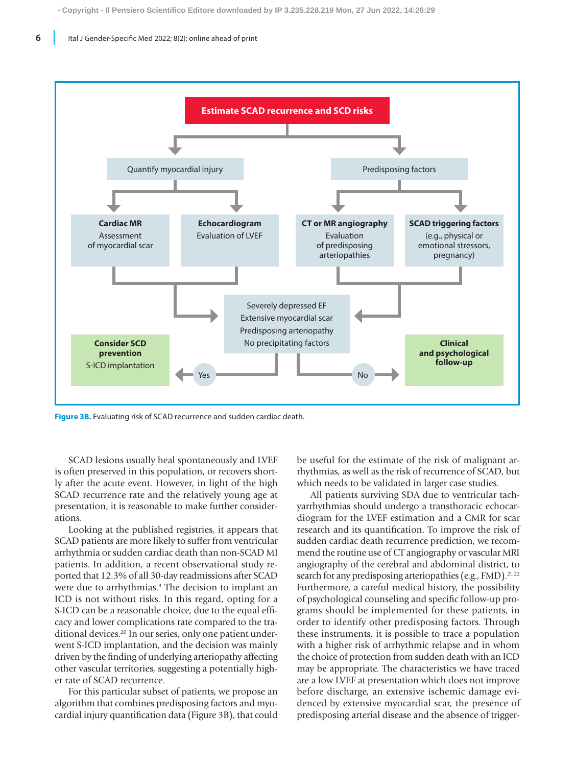Estimate SCAD recurrence and SCD risks

Quantify myocardial injury

Predisposing factors

**Cardiac MR**
Assessment of myocardial scar

**Echocardiogram**
Evaluation of LVEF

**CT or MR angiography**
Evaluation of predisposing arteriopathies

**SCAD triggering factors**
(e.g., physical or emotional stressors, pregnancy)

Severely depressed EF
Extensive myocardial scar
Predisposing arteriopathy
No precipitating factors

Yes → **Consider SCD prevention**
S-ICD implantation

No → **Clinical and psychological follow-up**

**Figure 3B.** Evaluating risk of SCAD recurrence and sudden cardiac death.

SCAD lesions usually heal spontaneously and LVEF is often preserved in this population, or recovers shortly after the acute event. However, in light of the high SCAD recurrence rate and the relatively young age at presentation, it is reasonable to make further considerations.

Looking at the published registries, it appears that SCAD patients are more likely to suffer from ventricular arrhythmia or sudden cardiac death than non-SCAD MI patients. In addition, a recent observational study reported that 12.3% of all 30-day readmissions after SCAD were due to arrhythmias.[9] The decision to implant an ICD is not without risks. In this regard, opting for a S-ICD can be a reasonable choice, due to the equal efficacy and lower complications rate compared to the traditional devices.[20] In our series, only one patient underwent S-ICD implantation, and the decision was mainly driven by the finding of underlying arteriopathy affecting other vascular territories, suggesting a potentially higher rate of SCAD recurrence.

For this particular subset of patients, we propose an algorithm that combines predisposing factors and myocardial injury quantification data (Figure 3B), that could be useful for the estimate of the risk of malignant arrhythmias, as well as the risk of recurrence of SCAD, but which needs to be validated in larger case studies.

All patients surviving SDA due to ventricular tachyarrhythmias should undergo a transthoracic echocardiogram for the LVEF estimation and a CMR for scar research and its quantification. To improve the risk of sudden cardiac death recurrence prediction, we recommend the routine use of CT angiography or vascular MRI angiography of the cerebral and abdominal district, to search for any predisposing arteriopathies (e.g., FMD).[21,22] Furthermore, a careful medical history, the possibility of psychological counseling and specific follow-up programs should be implemented for these patients, in order to identify other predisposing factors. Through these instruments, it is possible to trace a population with a higher risk of arrhythmic relapse and in whom the choice of protection from sudden death with an ICD may be appropriate. The characteristics we have traced are a low LVEF at presentation which does not improve before discharge, an extensive ischemic damage evidenced by extensive myocardial scar, the presence of predisposing arterial disease and the absence of trigger-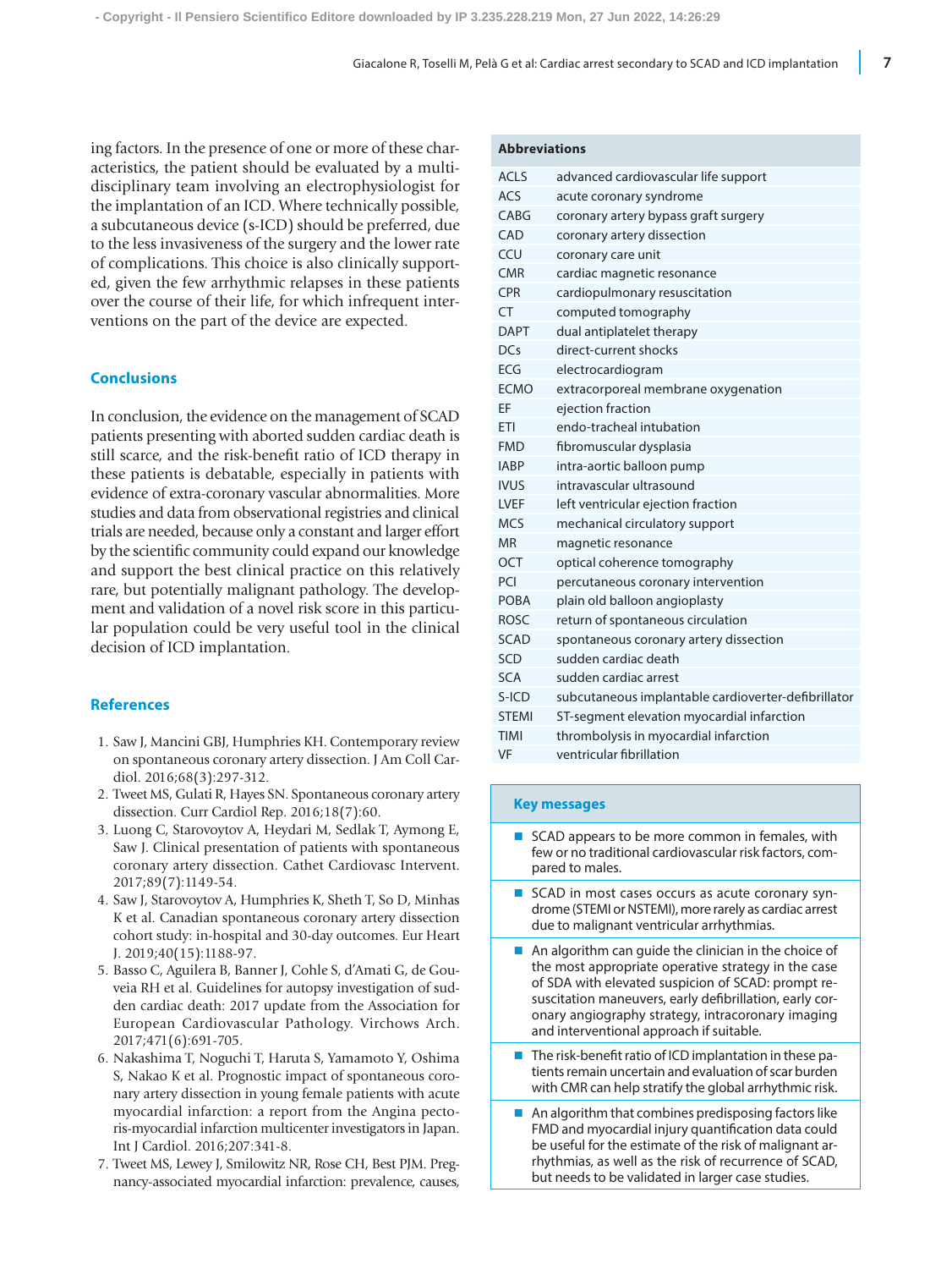ing factors. In the presence of one or more of these characteristics, the patient should be evaluated by a multidisciplinary team involving an electrophysiologist for the implantation of an ICD. Where technically possible, a subcutaneous device (s-ICD) should be preferred, due to the less invasiveness of the surgery and the lower rate of complications. This choice is also clinically supported, given the few arrhythmic relapses in these patients over the course of their life, for which infrequent interventions on the part of the device are expected.

## Conclusions

In conclusion, the evidence on the management of SCAD patients presenting with aborted sudden cardiac death is still scarce, and the risk-benefit ratio of ICD therapy in these patients is debatable, especially in patients with evidence of extra-coronary vascular abnormalities. More studies and data from observational registries and clinical trials are needed, because only a constant and larger effort by the scientific community could expand our knowledge and support the best clinical practice on this relatively rare, but potentially malignant pathology. The development and validation of a novel risk score in this particular population could be very useful tool in the clinical decision of ICD implantation.

## References

1. Saw J, Mancini GBJ, Humphries KH. Contemporary review on spontaneous coronary artery dissection. J Am Coll Cardiol. 2016;68(3):297-312.
2. Tweet MS, Gulati R, Hayes SN. Spontaneous coronary artery dissection. Curr Cardiol Rep. 2016;18(7):60.
3. Luong C, Starovoytov A, Heydari M, Sedlak T, Aymong E, Saw J. Clinical presentation of patients with spontaneous coronary artery dissection. Cathet Cardiovasc Intervent. 2017;89(7):1149-54.
4. Saw J, Starovoytov A, Humphries K, Sheth T, So D, Minhas K et al. Canadian spontaneous coronary artery dissection cohort study: in-hospital and 30-day outcomes. Eur Heart J. 2019;40(15):1188-97.
5. Basso C, Aguilera B, Banner J, Cohle S, d'Amati G, de Gouveia RH et al. Guidelines for autopsy investigation of sudden cardiac death: 2017 update from the Association for European Cardiovascular Pathology. Virchows Arch. 2017;471(6):691-705.
6. Nakashima T, Noguchi T, Haruta S, Yamamoto Y, Oshima S, Nakao K et al. Prognostic impact of spontaneous coronary artery dissection in young female patients with acute myocardial infarction: a report from the Angina pectoris-myocardial infarction multicenter investigators in Japan. Int J Cardiol. 2016;207:341-8.
7. Tweet MS, Lewey J, Smilowitz NR, Rose CH, Best PJM. Pregnancy-associated myocardial infarction: prevalence, causes,

| Abbreviations | |
|---|---|
| ACLS | advanced cardiovascular life support |
| ACS | acute coronary syndrome |
| CABG | coronary artery bypass graft surgery |
| CAD | coronary artery dissection |
| CCU | coronary care unit |
| CMR | cardiac magnetic resonance |
| CPR | cardiopulmonary resuscitation |
| CT | computed tomography |
| DAPT | dual antiplatelet therapy |
| DCs | direct-current shocks |
| ECG | electrocardiogram |
| ECMO | extracorporeal membrane oxygenation |
| EF | ejection fraction |
| ETI | endo-tracheal intubation |
| FMD | fibromuscular dysplasia |
| IABP | intra-aortic balloon pump |
| IVUS | intravascular ultrasound |
| LVEF | left ventricular ejection fraction |
| MCS | mechanical circulatory support |
| MR | magnetic resonance |
| OCT | optical coherence tomography |
| PCI | percutaneous coronary intervention |
| POBA | plain old balloon angioplasty |
| ROSC | return of spontaneous circulation |
| SCAD | spontaneous coronary artery dissection |
| SCD | sudden cardiac death |
| SCA | sudden cardiac arrest |
| S-ICD | subcutaneous implantable cardioverter-defibrillator |
| STEMI | ST-segment elevation myocardial infarction |
| TIMI | thrombolysis in myocardial infarction |
| VF | ventricular fibrillation |

### Key messages

- SCAD appears to be more common in females, with few or no traditional cardiovascular risk factors, compared to males.
- SCAD in most cases occurs as acute coronary syndrome (STEMI or NSTEMI), more rarely as cardiac arrest due to malignant ventricular arrhythmias.
- An algorithm can guide the clinician in the choice of the most appropriate operative strategy in the case of SDA with elevated suspicion of SCAD: prompt resuscitation maneuvers, early defibrillation, early coronary angiography strategy, intracoronary imaging and interventional approach if suitable.
- The risk-benefit ratio of ICD implantation in these patients remain uncertain and evaluation of scar burden with CMR can help stratify the global arrhythmic risk.
- An algorithm that combines predisposing factors like FMD and myocardial injury quantification data could be useful for the estimate of the risk of malignant arrhythmias, as well as the risk of recurrence of SCAD, but needs to be validated in larger case studies.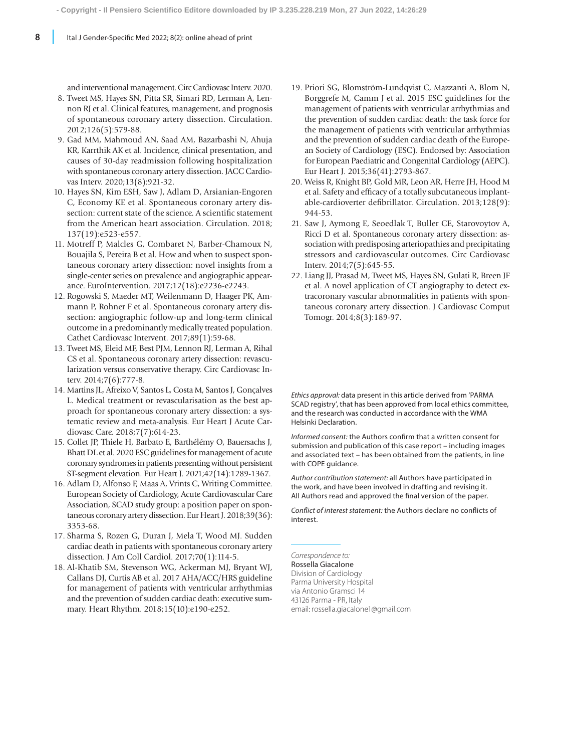and interventional management. Circ Cardiovasc Interv. 2020.

8. Tweet MS, Hayes SN, Pitta SR, Simari RD, Lerman A, Lennon RJ et al. Clinical features, management, and prognosis of spontaneous coronary artery dissection. Circulation. 2012;126(5):579-88.
9. Gad MM, Mahmoud AN, Saad AM, Bazarbashi N, Ahuja KR, Karrthik AK et al. Incidence, clinical presentation, and causes of 30-day readmission following hospitalization with spontaneous coronary artery dissection. JACC Cardiovas Interv. 2020;13(8):921-32.
10. Hayes SN, Kim ESH, Saw J, Adlam D, Arsianian-Engoren C, Economy KE et al. Spontaneous coronary artery dissection: current state of the science. A scientific statement from the American heart association. Circulation. 2018; 137(19):e523-e557.
11. Motreff P, Malcles G, Combaret N, Barber-Chamoux N, Bouajila S, Pereira B et al. How and when to suspect spontaneous coronary artery dissection: novel insights from a single-center series on prevalence and angiographic appearance. EuroIntervention. 2017;12(18):e2236-e2243.
12. Rogowski S, Maeder MT, Weilenmann D, Haager PK, Ammann P, Rohner F et al. Spontaneous coronary artery dissection: angiographic follow-up and long-term clinical outcome in a predominantly medically treated population. Cathet Cardiovasc Intervent. 2017;89(1):59-68.
13. Tweet MS, Eleid MF, Best PJM, Lennon RJ, Lerman A, Rihal CS et al. Spontaneous coronary artery dissection: revascularization versus conservative therapy. Circ Cardiovasc Interv. 2014;7(6):777-8.
14. Martins JL, Afreixo V, Santos L, Costa M, Santos J, Gonçalves L. Medical treatment or revascularisation as the best approach for spontaneous coronary artery dissection: a systematic review and meta-analysis. Eur Heart J Acute Cardiovasc Care. 2018;7(7):614-23.
15. Collet JP, Thiele H, Barbato E, Barthélémy O, Bauersachs J, Bhatt DL et al. 2020 ESC guidelines for management of acute coronary syndromes in patients presenting without persistent ST-segment elevation. Eur Heart J. 2021;42(14):1289-1367.
16. Adlam D, Alfonso F, Maas A, Vrints C, Writing Committee. European Society of Cardiology, Acute Cardiovascular Care Association, SCAD study group: a position paper on spontaneous coronary artery dissection. Eur Heart J. 2018;39(36): 3353-68.
17. Sharma S, Rozen G, Duran J, Mela T, Wood MJ. Sudden cardiac death in patients with spontaneous coronary artery dissection. J Am Coll Cardiol. 2017;70(1):114-5.
18. Al-Khatib SM, Stevenson WG, Ackerman MJ, Bryant WJ, Callans DJ, Curtis AB et al. 2017 AHA/ACC/HRS guideline for management of patients with ventricular arrhythmias and the prevention of sudden cardiac death: executive summary. Heart Rhythm. 2018;15(10):e190-e252.
19. Priori SG, Blomström-Lundqvist C, Mazzanti A, Blom N, Borggrefe M, Camm J et al. 2015 ESC guidelines for the management of patients with ventricular arrhythmias and the prevention of sudden cardiac death: the task force for the management of patients with ventricular arrhythmias and the prevention of sudden cardiac death of the European Society of Cardiology (ESC). Endorsed by: Association for European Paediatric and Congenital Cardiology (AEPC). Eur Heart J. 2015;36(41):2793-867.
20. Weiss R, Knight BP, Gold MR, Leon AR, Herre JH, Hood M et al. Safety and efficacy of a totally subcutaneous implantable-cardioverter defibrillator. Circulation. 2013;128(9): 944-53.
21. Saw J, Aymong E, Seoedlak T, Buller CE, Starovoytov A, Ricci D et al. Spontaneous coronary artery dissection: association with predisposing arteriopathies and precipitating stressors and cardiovascular outcomes. Circ Cardiovasc Interv. 2014;7(5):645-55.
22. Liang JJ, Prasad M, Tweet MS, Hayes SN, Gulati R, Breen JF et al. A novel application of CT angiography to detect extracoronary vascular abnormalities in patients with spontaneous coronary artery dissection. J Cardiovasc Comput Tomogr. 2014;8(3):189-97.

*Ethics approval:* data present in this article derived from 'PARMA SCAD registry', that has been approved from local ethics committee, and the research was conducted in accordance with the WMA Helsinki Declaration.

*Informed consent:* the Authors confirm that a written consent for submission and publication of this case report – including images and associated text – has been obtained from the patients, in line with COPE guidance.

*Author contribution statement:* all Authors have participated in the work, and have been involved in drafting and revising it. All Authors read and approved the final version of the paper.

*Conflict of interest statement:* the Authors declare no conflicts of interest.

*Correspondence to:*
Rossella Giacalone
Division of Cardiology
Parma University Hospital
via Antonio Gramsci 14
43126 Parma - PR, Italy
email: rossella.giacalone1@gmail.com